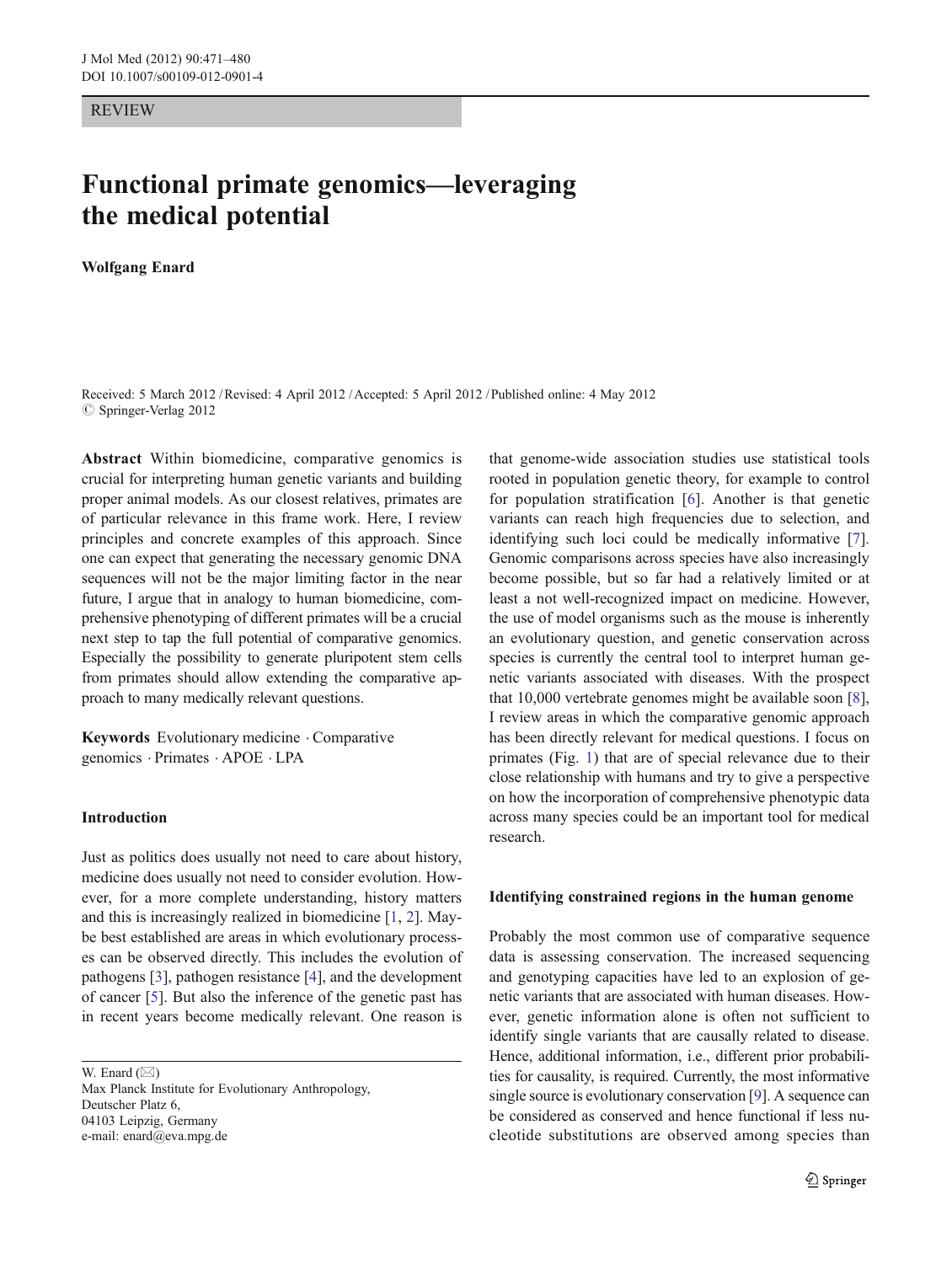REVIEW

# Functional primate genomics—leveraging the medical potential

**Wolfgang Enard**

Received: 5 March 2012 / Revised: 4 April 2012 / Accepted: 5 April 2012 / Published online: 4 May 2012
© Springer-Verlag 2012

**Abstract** Within biomedicine, comparative genomics is crucial for interpreting human genetic variants and building proper animal models. As our closest relatives, primates are of particular relevance in this frame work. Here, I review principles and concrete examples of this approach. Since one can expect that generating the necessary genomic DNA sequences will not be the major limiting factor in the near future, I argue that in analogy to human biomedicine, comprehensive phenotyping of different primates will be a crucial next step to tap the full potential of comparative genomics. Especially the possibility to generate pluripotent stem cells from primates should allow extending the comparative approach to many medically relevant questions.

**Keywords** Evolutionary medicine · Comparative genomics · Primates · APOE · LPA

W. Enard (✉)
Max Planck Institute for Evolutionary Anthropology,
Deutscher Platz 6,
04103 Leipzig, Germany
e-mail: enard@eva.mpg.de

## Introduction

Just as politics does usually not need to care about history, medicine does usually not need to consider evolution. However, for a more complete understanding, history matters and this is increasingly realized in biomedicine [1, 2]. Maybe best established are areas in which evolutionary processes can be observed directly. This includes the evolution of pathogens [3], pathogen resistance [4], and the development of cancer [5]. But also the inference of the genetic past has in recent years become medically relevant. One reason is that genome-wide association studies use statistical tools rooted in population genetic theory, for example to control for population stratification [6]. Another is that genetic variants can reach high frequencies due to selection, and identifying such loci could be medically informative [7]. Genomic comparisons across species have also increasingly become possible, but so far had a relatively limited or at least a not well-recognized impact on medicine. However, the use of model organisms such as the mouse is inherently an evolutionary question, and genetic conservation across species is currently the central tool to interpret human genetic variants associated with diseases. With the prospect that 10,000 vertebrate genomes might be available soon [8], I review areas in which the comparative genomic approach has been directly relevant for medical questions. I focus on primates (Fig. 1) that are of special relevance due to their close relationship with humans and try to give a perspective on how the incorporation of comprehensive phenotypic data across many species could be an important tool for medical research.

## Identifying constrained regions in the human genome

Probably the most common use of comparative sequence data is assessing conservation. The increased sequencing and genotyping capacities have led to an explosion of genetic variants that are associated with human diseases. However, genetic information alone is often not sufficient to identify single variants that are causally related to disease. Hence, additional information, i.e., different prior probabilities for causality, is required. Currently, the most informative single source is evolutionary conservation [9]. A sequence can be considered as conserved and hence functional if less nucleotide substitutions are observed among species than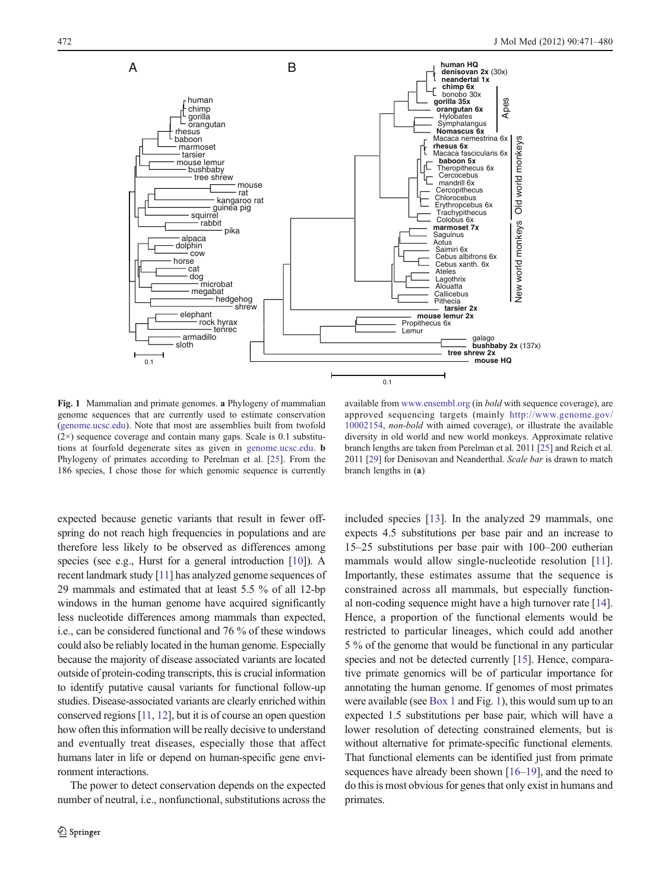**Fig. 1** Mammalian and primate genomes. **a** Phylogeny of mammalian genome sequences that are currently used to estimate conservation (genome.ucsc.edu). Note that most are assemblies built from twofold (2×) sequence coverage and contain many gaps. Scale is 0.1 substitutions at fourfold degenerate sites as given in genome.ucsc.edu. **b** Phylogeny of primates according to Perelman et al. [25]. From the 186 species, I chose those for which genomic sequence is currently available from www.ensembl.org (in *bold* with sequence coverage), are approved sequencing targets (mainly http://www.genome.gov/10002154, *non-bold* with aimed coverage), or illustrate the available diversity in old world and new world monkeys. Approximate relative branch lengths are taken from Perelman et al. 2011 [25] and Reich et al. 2011 [29] for Denisovan and Neanderthal. *Scale bar* is drawn to match branch lengths in (**a**)

expected because genetic variants that result in fewer offspring do not reach high frequencies in populations and are therefore less likely to be observed as differences among species (see e.g., Hurst for a general introduction [10]). A recent landmark study [11] has analyzed genome sequences of 29 mammals and estimated that at least 5.5 % of all 12-bp windows in the human genome have acquired significantly less nucleotide differences among mammals than expected, i.e., can be considered functional and 76 % of these windows could also be reliably located in the human genome. Especially because the majority of disease associated variants are located outside of protein-coding transcripts, this is crucial information to identify putative causal variants for functional follow-up studies. Disease-associated variants are clearly enriched within conserved regions [11, 12], but it is of course an open question how often this information will be really decisive to understand and eventually treat diseases, especially those that affect humans later in life or depend on human-specific gene environment interactions.

The power to detect conservation depends on the expected number of neutral, i.e., nonfunctional, substitutions across the included species [13]. In the analyzed 29 mammals, one expects 4.5 substitutions per base pair and an increase to 15–25 substitutions per base pair with 100–200 eutherian mammals would allow single-nucleotide resolution [11]. Importantly, these estimates assume that the sequence is constrained across all mammals, but especially functional non-coding sequence might have a high turnover rate [14]. Hence, a proportion of the functional elements would be restricted to particular lineages, which could add another 5 % of the genome that would be functional in any particular species and not be detected currently [15]. Hence, comparative primate genomics will be of particular importance for annotating the human genome. If genomes of most primates were available (see Box 1 and Fig. 1), this would sum up to an expected 1.5 substitutions per base pair, which will have a lower resolution of detecting constrained elements, but is without alternative for primate-specific functional elements. That functional elements can be identified just from primate sequences have already been shown [16–19], and the need to do this is most obvious for genes that only exist in humans and primates.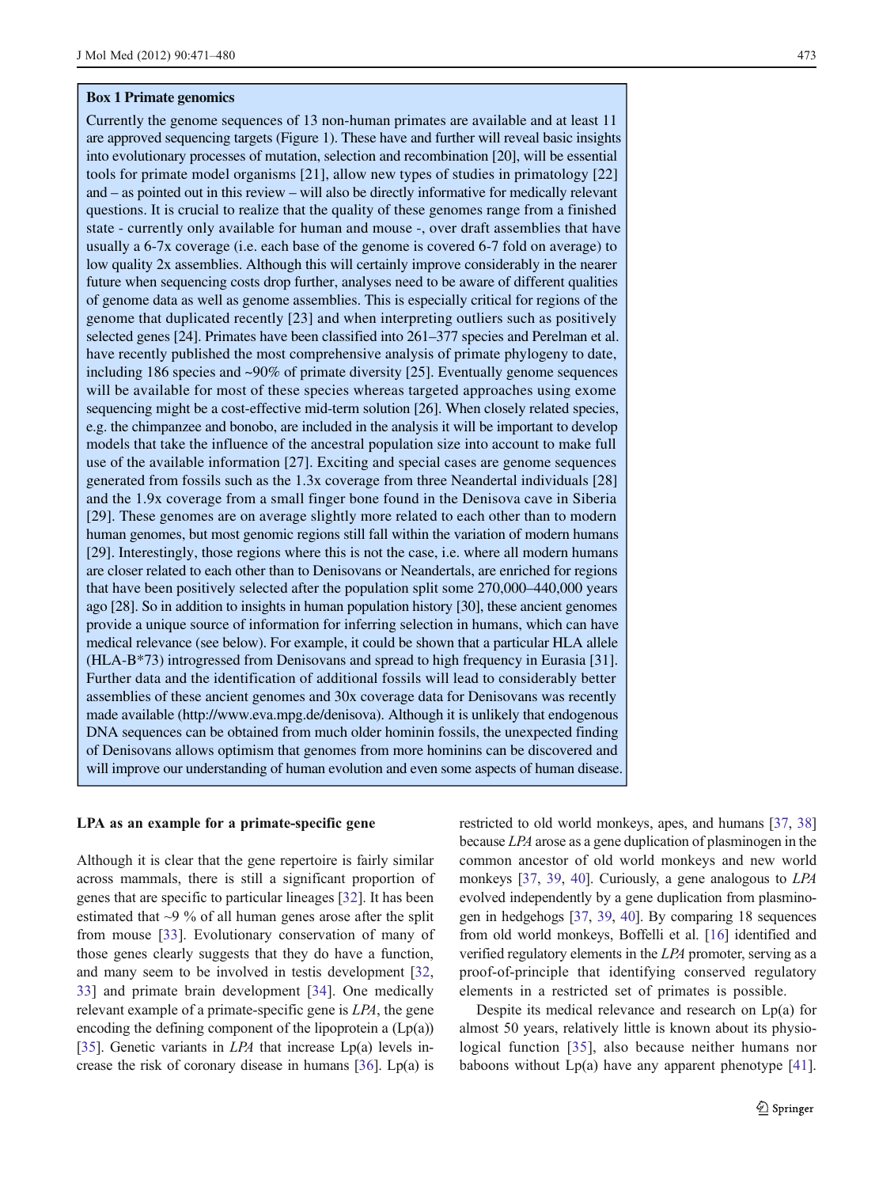**Box 1 Primate genomics**

Currently the genome sequences of 13 non-human primates are available and at least 11 are approved sequencing targets (Figure 1). These have and further will reveal basic insights into evolutionary processes of mutation, selection and recombination [20], will be essential tools for primate model organisms [21], allow new types of studies in primatology [22] and – as pointed out in this review – will also be directly informative for medically relevant questions. It is crucial to realize that the quality of these genomes range from a finished state - currently only available for human and mouse -, over draft assemblies that have usually a 6-7x coverage (i.e. each base of the genome is covered 6-7 fold on average) to low quality 2x assemblies. Although this will certainly improve considerably in the nearer future when sequencing costs drop further, analyses need to be aware of different qualities of genome data as well as genome assemblies. This is especially critical for regions of the genome that duplicated recently [23] and when interpreting outliers such as positively selected genes [24]. Primates have been classified into 261–377 species and Perelman et al. have recently published the most comprehensive analysis of primate phylogeny to date, including 186 species and ~90% of primate diversity [25]. Eventually genome sequences will be available for most of these species whereas targeted approaches using exome sequencing might be a cost-effective mid-term solution [26]. When closely related species, e.g. the chimpanzee and bonobo, are included in the analysis it will be important to develop models that take the influence of the ancestral population size into account to make full use of the available information [27]. Exciting and special cases are genome sequences generated from fossils such as the 1.3x coverage from three Neandertal individuals [28] and the 1.9x coverage from a small finger bone found in the Denisova cave in Siberia [29]. These genomes are on average slightly more related to each other than to modern human genomes, but most genomic regions still fall within the variation of modern humans [29]. Interestingly, those regions where this is not the case, i.e. where all modern humans are closer related to each other than to Denisovans or Neandertals, are enriched for regions that have been positively selected after the population split some 270,000–440,000 years ago [28]. So in addition to insights in human population history [30], these ancient genomes provide a unique source of information for inferring selection in humans, which can have medical relevance (see below). For example, it could be shown that a particular HLA allele (HLA-B*73) introgressed from Denisovans and spread to high frequency in Eurasia [31]. Further data and the identification of additional fossils will lead to considerably better assemblies of these ancient genomes and 30x coverage data for Denisovans was recently made available (http://www.eva.mpg.de/denisova). Although it is unlikely that endogenous DNA sequences can be obtained from much older hominin fossils, the unexpected finding of Denisovans allows optimism that genomes from more hominins can be discovered and will improve our understanding of human evolution and even some aspects of human disease.

**LPA as an example for a primate-specific gene**

Although it is clear that the gene repertoire is fairly similar across mammals, there is still a significant proportion of genes that are specific to particular lineages [32]. It has been estimated that ~9 % of all human genes arose after the split from mouse [33]. Evolutionary conservation of many of those genes clearly suggests that they do have a function, and many seem to be involved in testis development [32, 33] and primate brain development [34]. One medically relevant example of a primate-specific gene is *LPA*, the gene encoding the defining component of the lipoprotein a (Lp(a)) [35]. Genetic variants in *LPA* that increase Lp(a) levels increase the risk of coronary disease in humans [36]. Lp(a) is restricted to old world monkeys, apes, and humans [37, 38] because *LPA* arose as a gene duplication of plasminogen in the common ancestor of old world monkeys and new world monkeys [37, 39, 40]. Curiously, a gene analogous to *LPA* evolved independently by a gene duplication from plasminogen in hedgehogs [37, 39, 40]. By comparing 18 sequences from old world monkeys, Boffelli et al. [16] identified and verified regulatory elements in the *LPA* promoter, serving as a proof-of-principle that identifying conserved regulatory elements in a restricted set of primates is possible.

Despite its medical relevance and research on Lp(a) for almost 50 years, relatively little is known about its physiological function [35], also because neither humans nor baboons without Lp(a) have any apparent phenotype [41].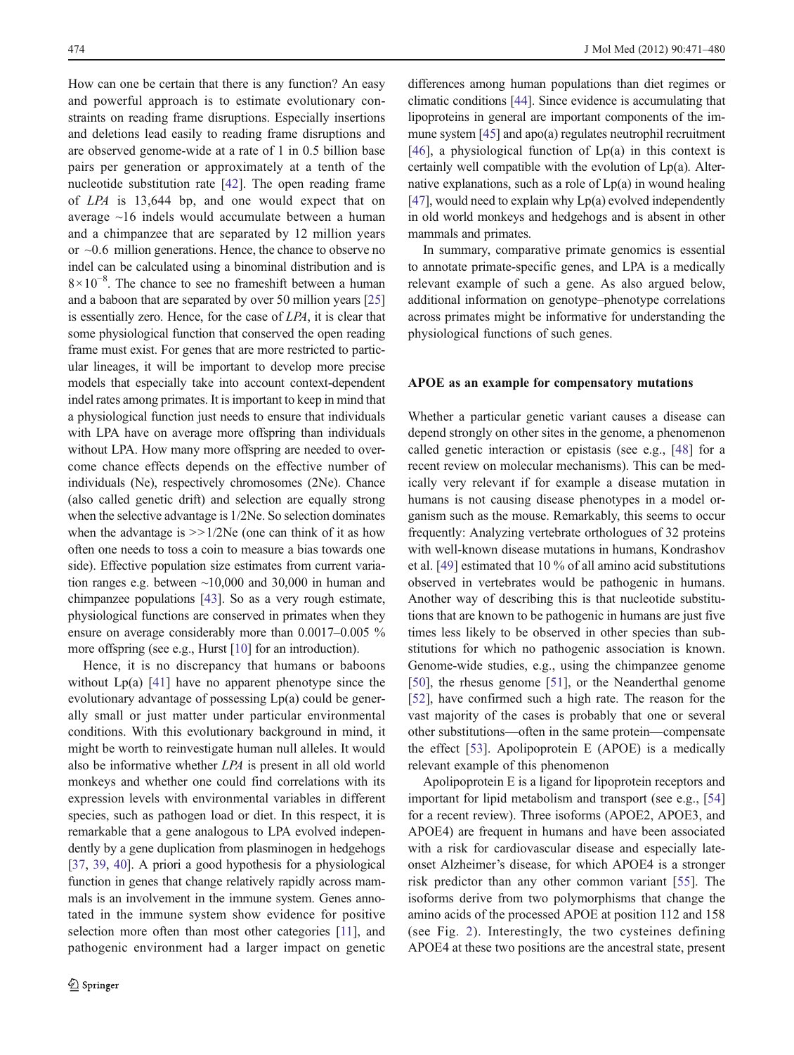How can one be certain that there is any function? An easy and powerful approach is to estimate evolutionary constraints on reading frame disruptions. Especially insertions and deletions lead easily to reading frame disruptions and are observed genome-wide at a rate of 1 in 0.5 billion base pairs per generation or approximately at a tenth of the nucleotide substitution rate [42]. The open reading frame of *LPA* is 13,644 bp, and one would expect that on average ~16 indels would accumulate between a human and a chimpanzee that are separated by 12 million years or ~0.6 million generations. Hence, the chance to observe no indel can be calculated using a binominal distribution and is $8 \times 10^{-8}$. The chance to see no frameshift between a human and a baboon that are separated by over 50 million years [25] is essentially zero. Hence, for the case of *LPA*, it is clear that some physiological function that conserved the open reading frame must exist. For genes that are more restricted to particular lineages, it will be important to develop more precise models that especially take into account context-dependent indel rates among primates. It is important to keep in mind that a physiological function just needs to ensure that individuals with LPA have on average more offspring than individuals without LPA. How many more offspring are needed to overcome chance effects depends on the effective number of individuals (Ne), respectively chromosomes (2Ne). Chance (also called genetic drift) and selection are equally strong when the selective advantage is 1/2Ne. So selection dominates when the advantage is >>1/2Ne (one can think of it as how often one needs to toss a coin to measure a bias towards one side). Effective population size estimates from current variation ranges e.g. between ~10,000 and 30,000 in human and chimpanzee populations [43]. So as a very rough estimate, physiological functions are conserved in primates when they ensure on average considerably more than 0.0017–0.005 % more offspring (see e.g., Hurst [10] for an introduction).

Hence, it is no discrepancy that humans or baboons without Lp(a) [41] have no apparent phenotype since the evolutionary advantage of possessing Lp(a) could be generally small or just matter under particular environmental conditions. With this evolutionary background in mind, it might be worth to reinvestigate human null alleles. It would also be informative whether *LPA* is present in all old world monkeys and whether one could find correlations with its expression levels with environmental variables in different species, such as pathogen load or diet. In this respect, it is remarkable that a gene analogous to LPA evolved independently by a gene duplication from plasminogen in hedgehogs [37, 39, 40]. A priori a good hypothesis for a physiological function in genes that change relatively rapidly across mammals is an involvement in the immune system. Genes annotated in the immune system show evidence for positive selection more often than most other categories [11], and pathogenic environment had a larger impact on genetic differences among human populations than diet regimes or climatic conditions [44]. Since evidence is accumulating that lipoproteins in general are important components of the immune system [45] and apo(a) regulates neutrophil recruitment [46], a physiological function of Lp(a) in this context is certainly well compatible with the evolution of Lp(a). Alternative explanations, such as a role of Lp(a) in wound healing [47], would need to explain why Lp(a) evolved independently in old world monkeys and hedgehogs and is absent in other mammals and primates.

In summary, comparative primate genomics is essential to annotate primate-specific genes, and LPA is a medically relevant example of such a gene. As also argued below, additional information on genotype–phenotype correlations across primates might be informative for understanding the physiological functions of such genes.

## APOE as an example for compensatory mutations

Whether a particular genetic variant causes a disease can depend strongly on other sites in the genome, a phenomenon called genetic interaction or epistasis (see e.g., [48] for a recent review on molecular mechanisms). This can be medically very relevant if for example a disease mutation in humans is not causing disease phenotypes in a model organism such as the mouse. Remarkably, this seems to occur frequently: Analyzing vertebrate orthologues of 32 proteins with well-known disease mutations in humans, Kondrashov et al. [49] estimated that 10 % of all amino acid substitutions observed in vertebrates would be pathogenic in humans. Another way of describing this is that nucleotide substitutions that are known to be pathogenic in humans are just five times less likely to be observed in other species than substitutions for which no pathogenic association is known. Genome-wide studies, e.g., using the chimpanzee genome [50], the rhesus genome [51], or the Neanderthal genome [52], have confirmed such a high rate. The reason for the vast majority of the cases is probably that one or several other substitutions—often in the same protein—compensate the effect [53]. Apolipoprotein E (APOE) is a medically relevant example of this phenomenon

Apolipoprotein E is a ligand for lipoprotein receptors and important for lipid metabolism and transport (see e.g., [54] for a recent review). Three isoforms (APOE2, APOE3, and APOE4) are frequent in humans and have been associated with a risk for cardiovascular disease and especially late-onset Alzheimer's disease, for which APOE4 is a stronger risk predictor than any other common variant [55]. The isoforms derive from two polymorphisms that change the amino acids of the processed APOE at position 112 and 158 (see Fig. 2). Interestingly, the two cysteines defining APOE4 at these two positions are the ancestral state, present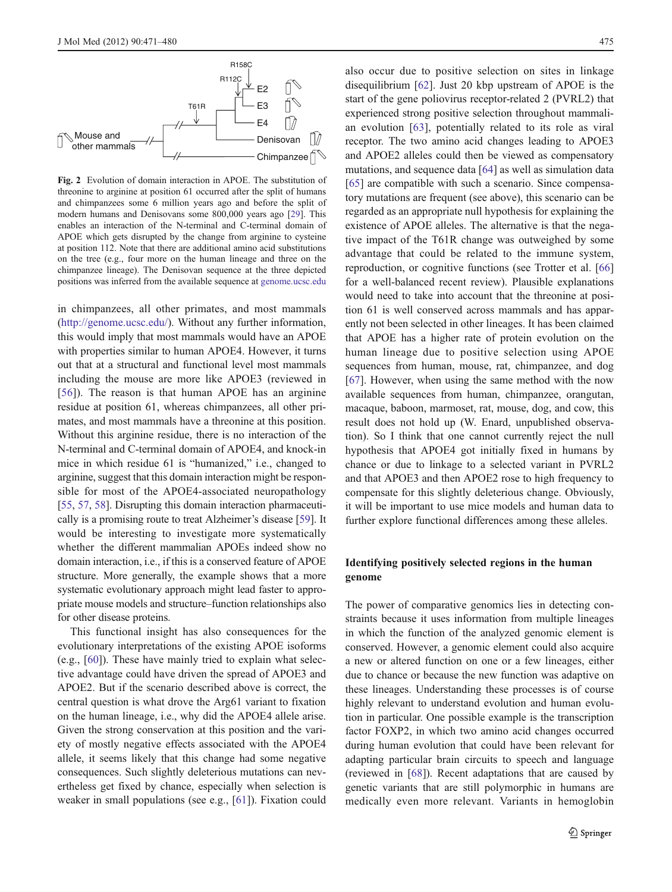Fig. 2 Evolution of domain interaction in APOE. The substitution of threonine to arginine at position 61 occurred after the split of humans and chimpanzees some 6 million years ago and before the split of modern humans and Denisovans some 800,000 years ago [29]. This enables an interaction of the N-terminal and C-terminal domain of APOE which gets disrupted by the change from arginine to cysteine at position 112. Note that there are additional amino acid substitutions on the tree (e.g., four more on the human lineage and three on the chimpanzee lineage). The Denisovan sequence at the three depicted positions was inferred from the available sequence at genome.ucsc.edu

in chimpanzees, all other primates, and most mammals (http://genome.ucsc.edu/). Without any further information, this would imply that most mammals would have an APOE with properties similar to human APOE4. However, it turns out that at a structural and functional level most mammals including the mouse are more like APOE3 (reviewed in [56]). The reason is that human APOE has an arginine residue at position 61, whereas chimpanzees, all other primates, and most mammals have a threonine at this position. Without this arginine residue, there is no interaction of the N-terminal and C-terminal domain of APOE4, and knock-in mice in which residue 61 is "humanized," i.e., changed to arginine, suggest that this domain interaction might be responsible for most of the APOE4-associated neuropathology [55, 57, 58]. Disrupting this domain interaction pharmaceutically is a promising route to treat Alzheimer's disease [59]. It would be interesting to investigate more systematically whether the different mammalian APOEs indeed show no domain interaction, i.e., if this is a conserved feature of APOE structure. More generally, the example shows that a more systematic evolutionary approach might lead faster to appropriate mouse models and structure–function relationships also for other disease proteins.

This functional insight has also consequences for the evolutionary interpretations of the existing APOE isoforms (e.g., [60]). These have mainly tried to explain what selective advantage could have driven the spread of APOE3 and APOE2. But if the scenario described above is correct, the central question is what drove the Arg61 variant to fixation on the human lineage, i.e., why did the APOE4 allele arise. Given the strong conservation at this position and the variety of mostly negative effects associated with the APOE4 allele, it seems likely that this change had some negative consequences. Such slightly deleterious mutations can nevertheless get fixed by chance, especially when selection is weaker in small populations (see e.g., [61]). Fixation could also occur due to positive selection on sites in linkage disequilibrium [62]. Just 20 kbp upstream of APOE is the start of the gene poliovirus receptor-related 2 (PVRL2) that experienced strong positive selection throughout mammalian evolution [63], potentially related to its role as viral receptor. The two amino acid changes leading to APOE3 and APOE2 alleles could then be viewed as compensatory mutations, and sequence data [64] as well as simulation data [65] are compatible with such a scenario. Since compensatory mutations are frequent (see above), this scenario can be regarded as an appropriate null hypothesis for explaining the existence of APOE alleles. The alternative is that the negative impact of the T61R change was outweighed by some advantage that could be related to the immune system, reproduction, or cognitive functions (see Trotter et al. [66] for a well-balanced recent review). Plausible explanations would need to take into account that the threonine at position 61 is well conserved across mammals and has apparently not been selected in other lineages. It has been claimed that APOE has a higher rate of protein evolution on the human lineage due to positive selection using APOE sequences from human, mouse, rat, chimpanzee, and dog [67]. However, when using the same method with the now available sequences from human, chimpanzee, orangutan, macaque, baboon, marmoset, rat, mouse, dog, and cow, this result does not hold up (W. Enard, unpublished observation). So I think that one cannot currently reject the null hypothesis that APOE4 got initially fixed in humans by chance or due to linkage to a selected variant in PVRL2 and that APOE3 and then APOE2 rose to high frequency to compensate for this slightly deleterious change. Obviously, it will be important to use mice models and human data to further explore functional differences among these alleles.

## Identifying positively selected regions in the human genome

The power of comparative genomics lies in detecting constraints because it uses information from multiple lineages in which the function of the analyzed genomic element is conserved. However, a genomic element could also acquire a new or altered function on one or a few lineages, either due to chance or because the new function was adaptive on these lineages. Understanding these processes is of course highly relevant to understand evolution and human evolution in particular. One possible example is the transcription factor FOXP2, in which two amino acid changes occurred during human evolution that could have been relevant for adapting particular brain circuits to speech and language (reviewed in [68]). Recent adaptations that are caused by genetic variants that are still polymorphic in humans are medically even more relevant. Variants in hemoglobin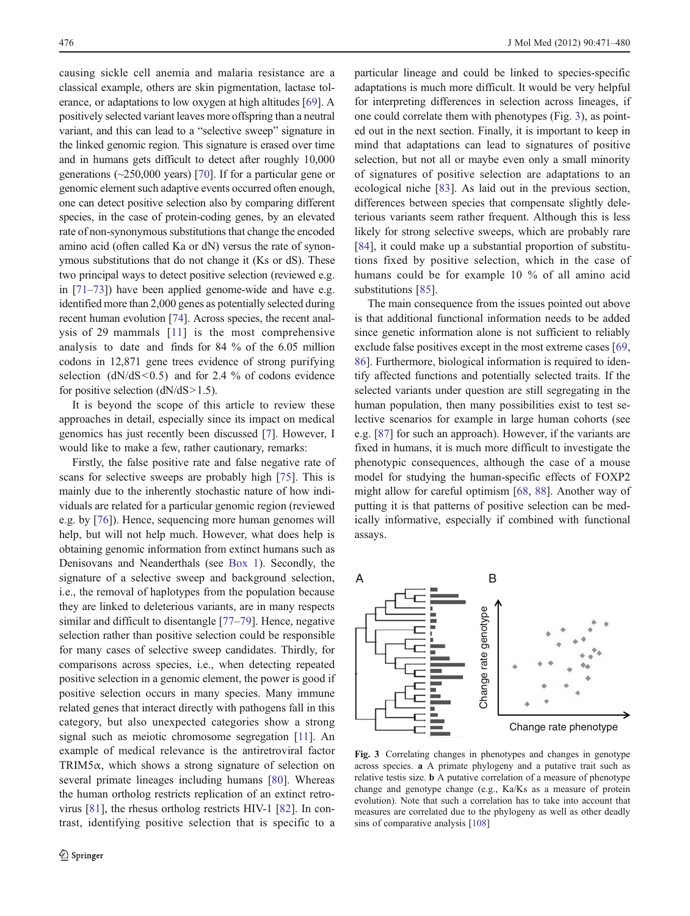causing sickle cell anemia and malaria resistance are a classical example, others are skin pigmentation, lactase tolerance, or adaptations to low oxygen at high altitudes [69]. A positively selected variant leaves more offspring than a neutral variant, and this can lead to a "selective sweep" signature in the linked genomic region. This signature is erased over time and in humans gets difficult to detect after roughly 10,000 generations (~250,000 years) [70]. If for a particular gene or genomic element such adaptive events occurred often enough, one can detect positive selection also by comparing different species, in the case of protein-coding genes, by an elevated rate of non-synonymous substitutions that change the encoded amino acid (often called Ka or dN) versus the rate of synonymous substitutions that do not change it (Ks or dS). These two principal ways to detect positive selection (reviewed e.g. in [71–73]) have been applied genome-wide and have e.g. identified more than 2,000 genes as potentially selected during recent human evolution [74]. Across species, the recent analysis of 29 mammals [11] is the most comprehensive analysis to date and finds for 84 % of the 6.05 million codons in 12,871 gene trees evidence of strong purifying selection ($dN/dS<0.5$) and for 2.4 % of codons evidence for positive selection ($dN/dS>1.5$).

It is beyond the scope of this article to review these approaches in detail, especially since its impact on medical genomics has just recently been discussed [7]. However, I would like to make a few, rather cautionary, remarks:

Firstly, the false positive rate and false negative rate of scans for selective sweeps are probably high [75]. This is mainly due to the inherently stochastic nature of how individuals are related for a particular genomic region (reviewed e.g. by [76]). Hence, sequencing more human genomes will help, but will not help much. However, what does help is obtaining genomic information from extinct humans such as Denisovans and Neanderthals (see Box 1). Secondly, the signature of a selective sweep and background selection, i.e., the removal of haplotypes from the population because they are linked to deleterious variants, are in many respects similar and difficult to disentangle [77–79]. Hence, negative selection rather than positive selection could be responsible for many cases of selective sweep candidates. Thirdly, for comparisons across species, i.e., when detecting repeated positive selection in a genomic element, the power is good if positive selection occurs in many species. Many immune related genes that interact directly with pathogens fall in this category, but also unexpected categories show a strong signal such as meiotic chromosome segregation [11]. An example of medical relevance is the antiretroviral factor TRIM5α, which shows a strong signature of selection on several primate lineages including humans [80]. Whereas the human ortholog restricts replication of an extinct retrovirus [81], the rhesus ortholog restricts HIV-1 [82]. In contrast, identifying positive selection that is specific to a particular lineage and could be linked to species-specific adaptations is much more difficult. It would be very helpful for interpreting differences in selection across lineages, if one could correlate them with phenotypes (Fig. 3), as pointed out in the next section. Finally, it is important to keep in mind that adaptations can lead to signatures of positive selection, but not all or maybe even only a small minority of signatures of positive selection are adaptations to an ecological niche [83]. As laid out in the previous section, differences between species that compensate slightly deleterious variants seem rather frequent. Although this is less likely for strong selective sweeps, which are probably rare [84], it could make up a substantial proportion of substitutions fixed by positive selection, which in the case of humans could be for example 10 % of all amino acid substitutions [85].

The main consequence from the issues pointed out above is that additional functional information needs to be added since genetic information alone is not sufficient to reliably exclude false positives except in the most extreme cases [69, 86]. Furthermore, biological information is required to identify affected functions and potentially selected traits. If the selected variants under question are still segregating in the human population, then many possibilities exist to test selective scenarios for example in large human cohorts (see e.g. [87] for such an approach). However, if the variants are fixed in humans, it is much more difficult to investigate the phenotypic consequences, although the case of a mouse model for studying the human-specific effects of FOXP2 might allow for careful optimism [68, 88]. Another way of putting it is that patterns of positive selection can be medically informative, especially if combined with functional assays.

**Fig. 3** Correlating changes in phenotypes and changes in genotype across species. **a** A primate phylogeny and a putative trait such as relative testis size. **b** A putative correlation of a measure of phenotype change and genotype change (e.g., Ka/Ks as a measure of protein evolution). Note that such a correlation has to take into account that measures are correlated due to the phylogeny as well as other deadly sins of comparative analysis [108]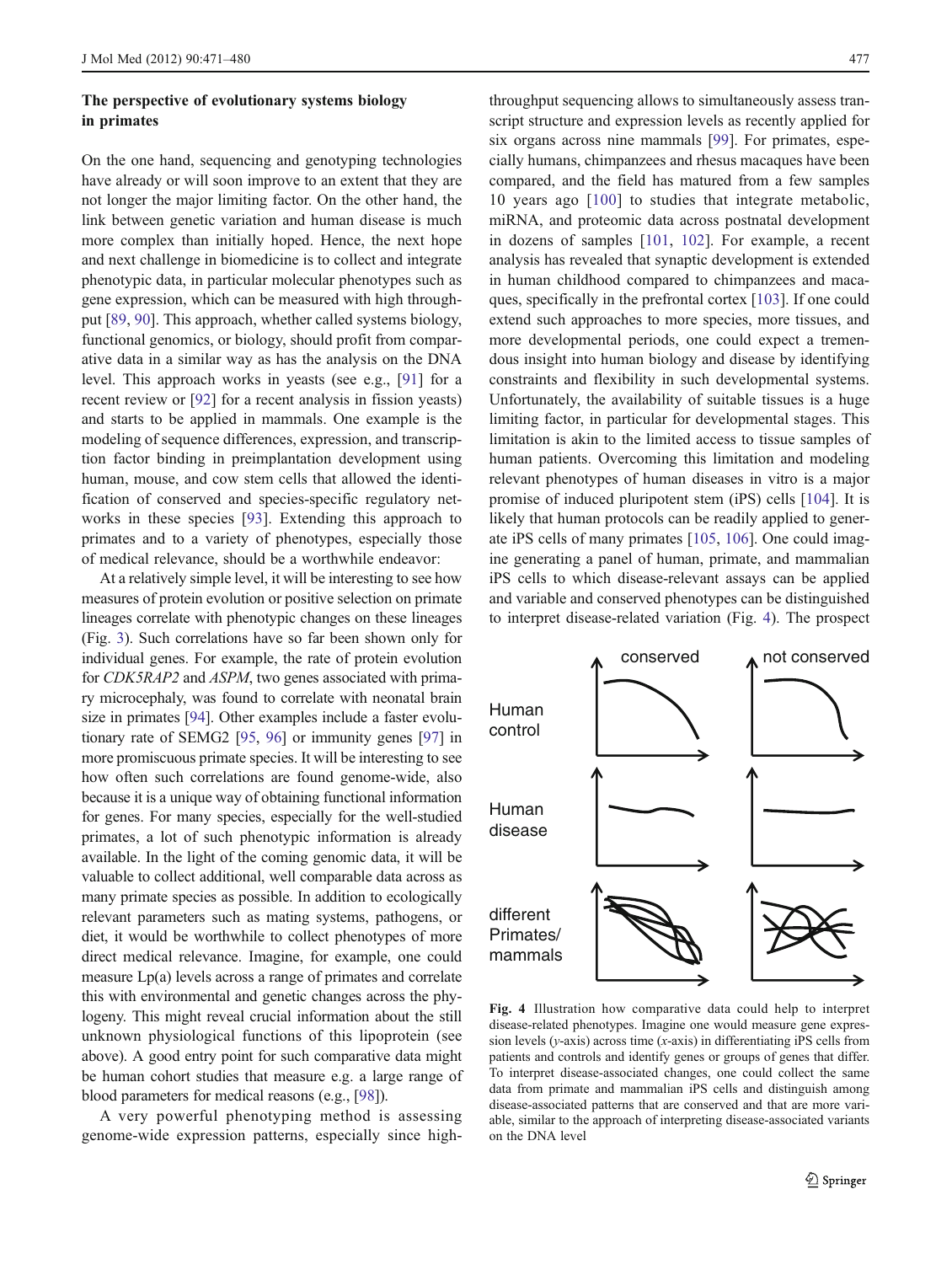## The perspective of evolutionary systems biology in primates

On the one hand, sequencing and genotyping technologies have already or will soon improve to an extent that they are not longer the major limiting factor. On the other hand, the link between genetic variation and human disease is much more complex than initially hoped. Hence, the next hope and next challenge in biomedicine is to collect and integrate phenotypic data, in particular molecular phenotypes such as gene expression, which can be measured with high throughput [89, 90]. This approach, whether called systems biology, functional genomics, or biology, should profit from comparative data in a similar way as has the analysis on the DNA level. This approach works in yeasts (see e.g., [91] for a recent review or [92] for a recent analysis in fission yeasts) and starts to be applied in mammals. One example is the modeling of sequence differences, expression, and transcription factor binding in preimplantation development using human, mouse, and cow stem cells that allowed the identification of conserved and species-specific regulatory networks in these species [93]. Extending this approach to primates and to a variety of phenotypes, especially those of medical relevance, should be a worthwhile endeavor:

At a relatively simple level, it will be interesting to see how measures of protein evolution or positive selection on primate lineages correlate with phenotypic changes on these lineages (Fig. 3). Such correlations have so far been shown only for individual genes. For example, the rate of protein evolution for *CDK5RAP2* and *ASPM*, two genes associated with primary microcephaly, was found to correlate with neonatal brain size in primates [94]. Other examples include a faster evolutionary rate of SEMG2 [95, 96] or immunity genes [97] in more promiscuous primate species. It will be interesting to see how often such correlations are found genome-wide, also because it is a unique way of obtaining functional information for genes. For many species, especially for the well-studied primates, a lot of such phenotypic information is already available. In the light of the coming genomic data, it will be valuable to collect additional, well comparable data across as many primate species as possible. In addition to ecologically relevant parameters such as mating systems, pathogens, or diet, it would be worthwhile to collect phenotypes of more direct medical relevance. Imagine, for example, one could measure Lp(a) levels across a range of primates and correlate this with environmental and genetic changes across the phylogeny. This might reveal crucial information about the still unknown physiological functions of this lipoprotein (see above). A good entry point for such comparative data might be human cohort studies that measure e.g. a large range of blood parameters for medical reasons (e.g., [98]).

A very powerful phenotyping method is assessing genome-wide expression patterns, especially since high-throughput sequencing allows to simultaneously assess transcript structure and expression levels as recently applied for six organs across nine mammals [99]. For primates, especially humans, chimpanzees and rhesus macaques have been compared, and the field has matured from a few samples 10 years ago [100] to studies that integrate metabolic, miRNA, and proteomic data across postnatal development in dozens of samples [101, 102]. For example, a recent analysis has revealed that synaptic development is extended in human childhood compared to chimpanzees and macaques, specifically in the prefrontal cortex [103]. If one could extend such approaches to more species, more tissues, and more developmental periods, one could expect a tremendous insight into human biology and disease by identifying constraints and flexibility in such developmental systems. Unfortunately, the availability of suitable tissues is a huge limiting factor, in particular for developmental stages. This limitation is akin to the limited access to tissue samples of human patients. Overcoming this limitation and modeling relevant phenotypes of human diseases in vitro is a major promise of induced pluripotent stem (iPS) cells [104]. It is likely that human protocols can be readily applied to generate iPS cells of many primates [105, 106]. One could imagine generating a panel of human, primate, and mammalian iPS cells to which disease-relevant assays can be applied and variable and conserved phenotypes can be distinguished to interpret disease-related variation (Fig. 4). The prospect

**Fig. 4** Illustration how comparative data could help to interpret disease-related phenotypes. Imagine one would measure gene expression levels (*y*-axis) across time (*x*-axis) in differentiating iPS cells from patients and controls and identify genes or groups of genes that differ. To interpret disease-associated changes, one could collect the same data from primate and mammalian iPS cells and distinguish among disease-associated patterns that are conserved and that are more variable, similar to the approach of interpreting disease-associated variants on the DNA level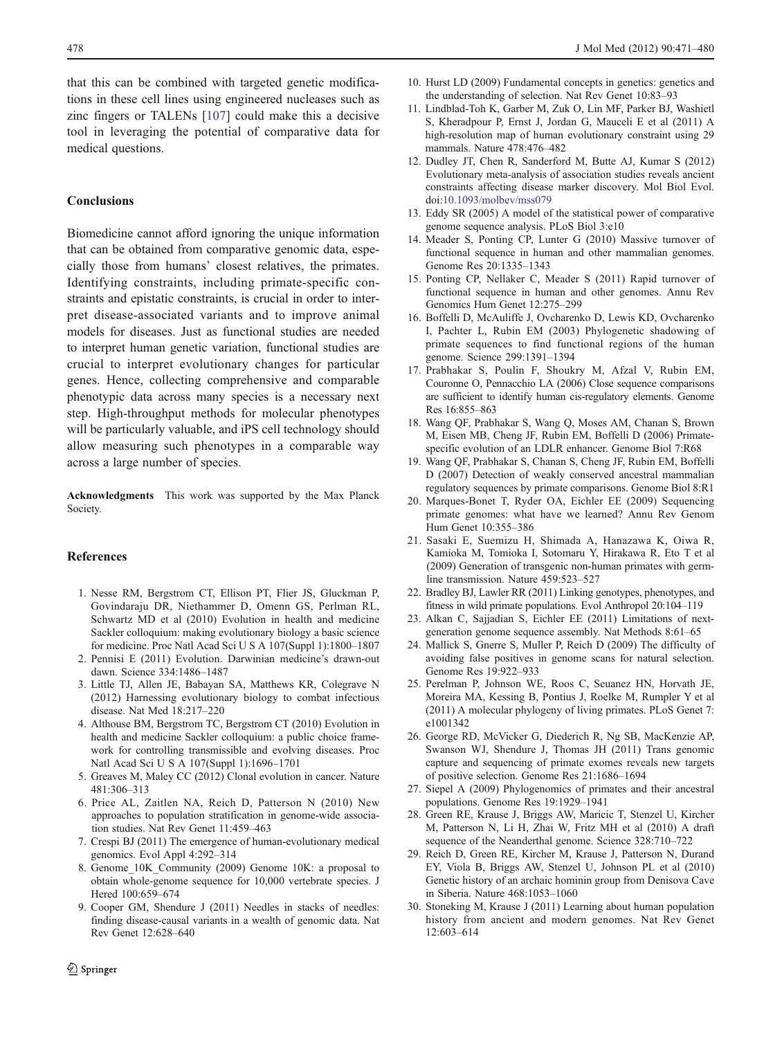that this can be combined with targeted genetic modifications in these cell lines using engineered nucleases such as zinc fingers or TALENs [107] could make this a decisive tool in leveraging the potential of comparative data for medical questions.

## Conclusions

Biomedicine cannot afford ignoring the unique information that can be obtained from comparative genomic data, especially those from humans' closest relatives, the primates. Identifying constraints, including primate-specific constraints and epistatic constraints, is crucial in order to interpret disease-associated variants and to improve animal models for diseases. Just as functional studies are needed to interpret human genetic variation, functional studies are crucial to interpret evolutionary changes for particular genes. Hence, collecting comprehensive and comparable phenotypic data across many species is a necessary next step. High-throughput methods for molecular phenotypes will be particularly valuable, and iPS cell technology should allow measuring such phenotypes in a comparable way across a large number of species.

**Acknowledgments** This work was supported by the Max Planck Society.

## References

1. Nesse RM, Bergstrom CT, Ellison PT, Flier JS, Gluckman P, Govindaraju DR, Niethammer D, Omenn GS, Perlman RL, Schwartz MD et al (2010) Evolution in health and medicine Sackler colloquium: making evolutionary biology a basic science for medicine. Proc Natl Acad Sci U S A 107(Suppl 1):1800–1807
2. Pennisi E (2011) Evolution. Darwinian medicine's drawn-out dawn. Science 334:1486–1487
3. Little TJ, Allen JE, Babayan SA, Matthews KR, Colegrave N (2012) Harnessing evolutionary biology to combat infectious disease. Nat Med 18:217–220
4. Althouse BM, Bergstrom TC, Bergstrom CT (2010) Evolution in health and medicine Sackler colloquium: a public choice framework for controlling transmissible and evolving diseases. Proc Natl Acad Sci U S A 107(Suppl 1):1696–1701
5. Greaves M, Maley CC (2012) Clonal evolution in cancer. Nature 481:306–313
6. Price AL, Zaitlen NA, Reich D, Patterson N (2010) New approaches to population stratification in genome-wide association studies. Nat Rev Genet 11:459–463
7. Crespi BJ (2011) The emergence of human-evolutionary medical genomics. Evol Appl 4:292–314
8. Genome_10K_Community (2009) Genome 10K: a proposal to obtain whole-genome sequence for 10,000 vertebrate species. J Hered 100:659–674
9. Cooper GM, Shendure J (2011) Needles in stacks of needles: finding disease-causal variants in a wealth of genomic data. Nat Rev Genet 12:628–640
10. Hurst LD (2009) Fundamental concepts in genetics: genetics and the understanding of selection. Nat Rev Genet 10:83–93
11. Lindblad-Toh K, Garber M, Zuk O, Lin MF, Parker BJ, Washietl S, Kheradpour P, Ernst J, Jordan G, Mauceli E et al (2011) A high-resolution map of human evolutionary constraint using 29 mammals. Nature 478:476–482
12. Dudley JT, Chen R, Sanderford M, Butte AJ, Kumar S (2012) Evolutionary meta-analysis of association studies reveals ancient constraints affecting disease marker discovery. Mol Biol Evol. doi:10.1093/molbev/mss079
13. Eddy SR (2005) A model of the statistical power of comparative genome sequence analysis. PLoS Biol 3:e10
14. Meader S, Ponting CP, Lunter G (2010) Massive turnover of functional sequence in human and other mammalian genomes. Genome Res 20:1335–1343
15. Ponting CP, Nellaker C, Meader S (2011) Rapid turnover of functional sequence in human and other genomes. Annu Rev Genomics Hum Genet 12:275–299
16. Boffelli D, McAuliffe J, Ovcharenko D, Lewis KD, Ovcharenko I, Pachter L, Rubin EM (2003) Phylogenetic shadowing of primate sequences to find functional regions of the human genome. Science 299:1391–1394
17. Prabhakar S, Poulin F, Shoukry M, Afzal V, Rubin EM, Couronne O, Pennacchio LA (2006) Close sequence comparisons are sufficient to identify human cis-regulatory elements. Genome Res 16:855–863
18. Wang QF, Prabhakar S, Wang Q, Moses AM, Chanan S, Brown M, Eisen MB, Cheng JF, Rubin EM, Boffelli D (2006) Primate-specific evolution of an LDLR enhancer. Genome Biol 7:R68
19. Wang QF, Prabhakar S, Chanan S, Cheng JF, Rubin EM, Boffelli D (2007) Detection of weakly conserved ancestral mammalian regulatory sequences by primate comparisons. Genome Biol 8:R1
20. Marques-Bonet T, Ryder OA, Eichler EE (2009) Sequencing primate genomes: what have we learned? Annu Rev Genom Hum Genet 10:355–386
21. Sasaki E, Suemizu H, Shimada A, Hanazawa K, Oiwa R, Kamioka M, Tomioka I, Sotomaru Y, Hirakawa R, Eto T et al (2009) Generation of transgenic non-human primates with germline transmission. Nature 459:523–527
22. Bradley BJ, Lawler RR (2011) Linking genotypes, phenotypes, and fitness in wild primate populations. Evol Anthropol 20:104–119
23. Alkan C, Sajjadian S, Eichler EE (2011) Limitations of next-generation genome sequence assembly. Nat Methods 8:61–65
24. Mallick S, Gnerre S, Muller P, Reich D (2009) The difficulty of avoiding false positives in genome scans for natural selection. Genome Res 19:922–933
25. Perelman P, Johnson WE, Roos C, Seuanez HN, Horvath JE, Moreira MA, Kessing B, Pontius J, Roelke M, Rumpler Y et al (2011) A molecular phylogeny of living primates. PLoS Genet 7: e1001342
26. George RD, McVicker G, Diederich R, Ng SB, MacKenzie AP, Swanson WJ, Shendure J, Thomas JH (2011) Trans genomic capture and sequencing of primate exomes reveals new targets of positive selection. Genome Res 21:1686–1694
27. Siepel A (2009) Phylogenomics of primates and their ancestral populations. Genome Res 19:1929–1941
28. Green RE, Krause J, Briggs AW, Maricic T, Stenzel U, Kircher M, Patterson N, Li H, Zhai W, Fritz MH et al (2010) A draft sequence of the Neanderthal genome. Science 328:710–722
29. Reich D, Green RE, Kircher M, Krause J, Patterson N, Durand EY, Viola B, Briggs AW, Stenzel U, Johnson PL et al (2010) Genetic history of an archaic hominin group from Denisova Cave in Siberia. Nature 468:1053–1060
30. Stoneking M, Krause J (2011) Learning about human population history from ancient and modern genomes. Nat Rev Genet 12:603–614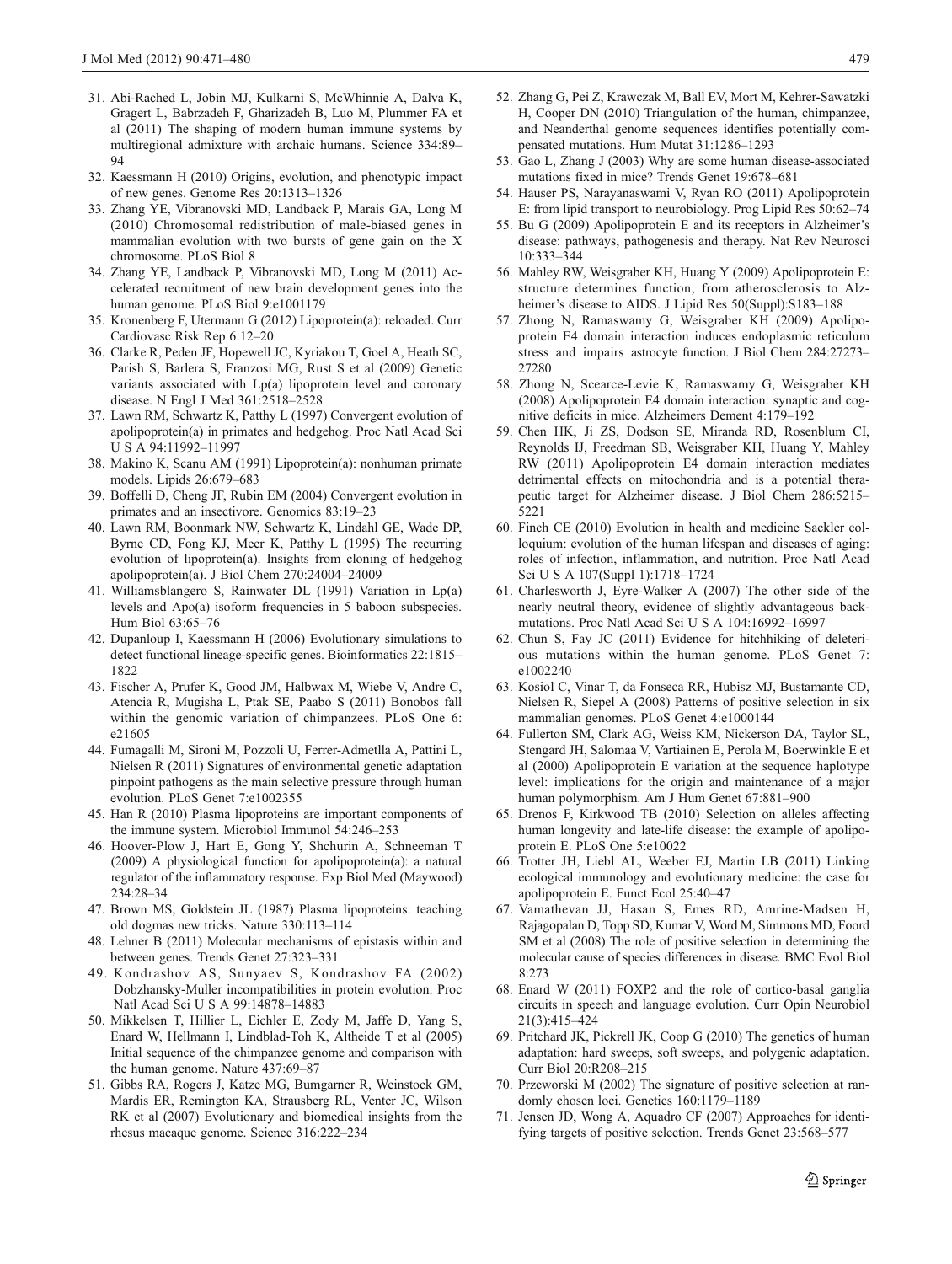31. Abi-Rached L, Jobin MJ, Kulkarni S, McWhinnie A, Dalva K, Gragert L, Babrzadeh F, Gharizadeh B, Luo M, Plummer FA et al (2011) The shaping of modern human immune systems by multiregional admixture with archaic humans. Science 334:89–94
32. Kaessmann H (2010) Origins, evolution, and phenotypic impact of new genes. Genome Res 20:1313–1326
33. Zhang YE, Vibranovski MD, Landback P, Marais GA, Long M (2010) Chromosomal redistribution of male-biased genes in mammalian evolution with two bursts of gene gain on the X chromosome. PLoS Biol 8
34. Zhang YE, Landback P, Vibranovski MD, Long M (2011) Accelerated recruitment of new brain development genes into the human genome. PLoS Biol 9:e1001179
35. Kronenberg F, Utermann G (2012) Lipoprotein(a): reloaded. Curr Cardiovasc Risk Rep 6:12–20
36. Clarke R, Peden JF, Hopewell JC, Kyriakou T, Goel A, Heath SC, Parish S, Barlera S, Franzosi MG, Rust S et al (2009) Genetic variants associated with Lp(a) lipoprotein level and coronary disease. N Engl J Med 361:2518–2528
37. Lawn RM, Schwartz K, Patthy L (1997) Convergent evolution of apolipoprotein(a) in primates and hedgehog. Proc Natl Acad Sci U S A 94:11992–11997
38. Makino K, Scanu AM (1991) Lipoprotein(a): nonhuman primate models. Lipids 26:679–683
39. Boffelli D, Cheng JF, Rubin EM (2004) Convergent evolution in primates and an insectivore. Genomics 83:19–23
40. Lawn RM, Boonmark NW, Schwartz K, Lindahl GE, Wade DP, Byrne CD, Fong KJ, Meer K, Patthy L (1995) The recurring evolution of lipoprotein(a). Insights from cloning of hedgehog apolipoprotein(a). J Biol Chem 270:24004–24009
41. Williamsblangero S, Rainwater DL (1991) Variation in Lp(a) levels and Apo(a) isoform frequencies in 5 baboon subspecies. Hum Biol 63:65–76
42. Dupanloup I, Kaessmann H (2006) Evolutionary simulations to detect functional lineage-specific genes. Bioinformatics 22:1815–1822
43. Fischer A, Prufer K, Good JM, Halbwax M, Wiebe V, Andre C, Atencia R, Mugisha L, Ptak SE, Paabo S (2011) Bonobos fall within the genomic variation of chimpanzees. PLoS One 6: e21605
44. Fumagalli M, Sironi M, Pozzoli U, Ferrer-Admetlla A, Pattini L, Nielsen R (2011) Signatures of environmental genetic adaptation pinpoint pathogens as the main selective pressure through human evolution. PLoS Genet 7:e1002355
45. Han R (2010) Plasma lipoproteins are important components of the immune system. Microbiol Immunol 54:246–253
46. Hoover-Plow J, Hart E, Gong Y, Shchurin A, Schneeman T (2009) A physiological function for apolipoprotein(a): a natural regulator of the inflammatory response. Exp Biol Med (Maywood) 234:28–34
47. Brown MS, Goldstein JL (1987) Plasma lipoproteins: teaching old dogmas new tricks. Nature 330:113–114
48. Lehner B (2011) Molecular mechanisms of epistasis within and between genes. Trends Genet 27:323–331
49. Kondrashov AS, Sunyaev S, Kondrashov FA (2002) Dobzhansky-Muller incompatibilities in protein evolution. Proc Natl Acad Sci U S A 99:14878–14883
50. Mikkelsen T, Hillier L, Eichler E, Zody M, Jaffe D, Yang S, Enard W, Hellmann I, Lindblad-Toh K, Altheide T et al (2005) Initial sequence of the chimpanzee genome and comparison with the human genome. Nature 437:69–87
51. Gibbs RA, Rogers J, Katze MG, Bumgarner R, Weinstock GM, Mardis ER, Remington KA, Strausberg RL, Venter JC, Wilson RK et al (2007) Evolutionary and biomedical insights from the rhesus macaque genome. Science 316:222–234
52. Zhang G, Pei Z, Krawczak M, Ball EV, Mort M, Kehrer-Sawatzki H, Cooper DN (2010) Triangulation of the human, chimpanzee, and Neanderthal genome sequences identifies potentially compensated mutations. Hum Mutat 31:1286–1293
53. Gao L, Zhang J (2003) Why are some human disease-associated mutations fixed in mice? Trends Genet 19:678–681
54. Hauser PS, Narayanaswami V, Ryan RO (2011) Apolipoprotein E: from lipid transport to neurobiology. Prog Lipid Res 50:62–74
55. Bu G (2009) Apolipoprotein E and its receptors in Alzheimer's disease: pathways, pathogenesis and therapy. Nat Rev Neurosci 10:333–344
56. Mahley RW, Weisgraber KH, Huang Y (2009) Apolipoprotein E: structure determines function, from atherosclerosis to Alzheimer's disease to AIDS. J Lipid Res 50(Suppl):S183–188
57. Zhong N, Ramaswamy G, Weisgraber KH (2009) Apolipoprotein E4 domain interaction induces endoplasmic reticulum stress and impairs astrocyte function. J Biol Chem 284:27273–27280
58. Zhong N, Scearce-Levie K, Ramaswamy G, Weisgraber KH (2008) Apolipoprotein E4 domain interaction: synaptic and cognitive deficits in mice. Alzheimers Dement 4:179–192
59. Chen HK, Ji ZS, Dodson SE, Miranda RD, Rosenblum CI, Reynolds IJ, Freedman SB, Weisgraber KH, Huang Y, Mahley RW (2011) Apolipoprotein E4 domain interaction mediates detrimental effects on mitochondria and is a potential therapeutic target for Alzheimer disease. J Biol Chem 286:5215–5221
60. Finch CE (2010) Evolution in health and medicine Sackler colloquium: evolution of the human lifespan and diseases of aging: roles of infection, inflammation, and nutrition. Proc Natl Acad Sci U S A 107(Suppl 1):1718–1724
61. Charlesworth J, Eyre-Walker A (2007) The other side of the nearly neutral theory, evidence of slightly advantageous back-mutations. Proc Natl Acad Sci U S A 104:16992–16997
62. Chun S, Fay JC (2011) Evidence for hitchhiking of deleterious mutations within the human genome. PLoS Genet 7: e1002240
63. Kosiol C, Vinar T, da Fonseca RR, Hubisz MJ, Bustamante CD, Nielsen R, Siepel A (2008) Patterns of positive selection in six mammalian genomes. PLoS Genet 4:e1000144
64. Fullerton SM, Clark AG, Weiss KM, Nickerson DA, Taylor SL, Stengard JH, Salomaa V, Vartiainen E, Perola M, Boerwinkle E et al (2000) Apolipoprotein E variation at the sequence haplotype level: implications for the origin and maintenance of a major human polymorphism. Am J Hum Genet 67:881–900
65. Drenos F, Kirkwood TB (2010) Selection on alleles affecting human longevity and late-life disease: the example of apolipoprotein E. PLoS One 5:e10022
66. Trotter JH, Liebl AL, Weeber EJ, Martin LB (2011) Linking ecological immunology and evolutionary medicine: the case for apolipoprotein E. Funct Ecol 25:40–47
67. Vamathevan JJ, Hasan S, Emes RD, Amrine-Madsen H, Rajagopalan D, Topp SD, Kumar V, Word M, Simmons MD, Foord SM et al (2008) The role of positive selection in determining the molecular cause of species differences in disease. BMC Evol Biol 8:273
68. Enard W (2011) FOXP2 and the role of cortico-basal ganglia circuits in speech and language evolution. Curr Opin Neurobiol 21(3):415–424
69. Pritchard JK, Pickrell JK, Coop G (2010) The genetics of human adaptation: hard sweeps, soft sweeps, and polygenic adaptation. Curr Biol 20:R208–215
70. Przeworski M (2002) The signature of positive selection at randomly chosen loci. Genetics 160:1179–1189
71. Jensen JD, Wong A, Aquadro CF (2007) Approaches for identifying targets of positive selection. Trends Genet 23:568–577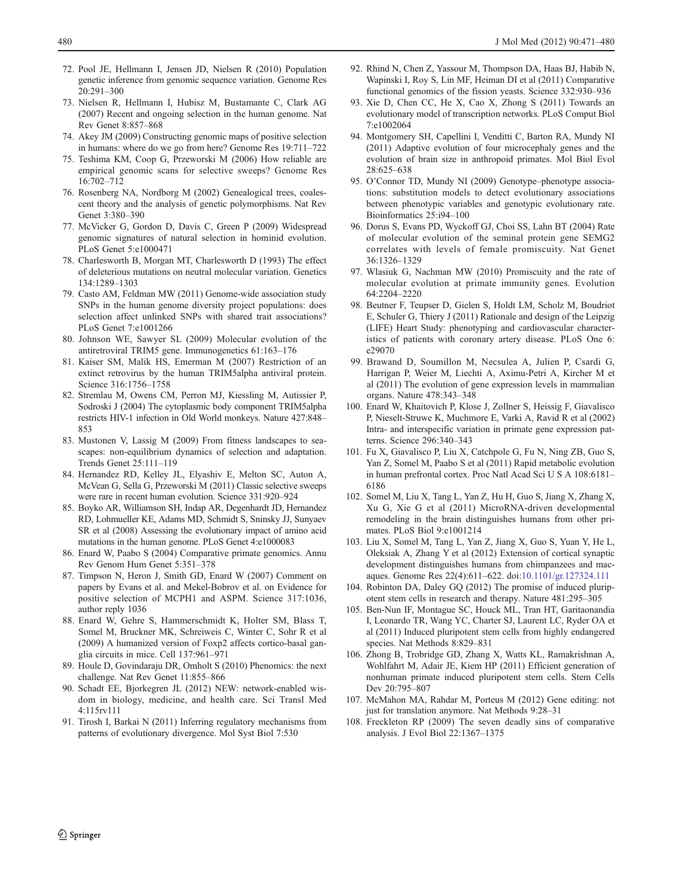72. Pool JE, Hellmann I, Jensen JD, Nielsen R (2010) Population genetic inference from genomic sequence variation. Genome Res 20:291–300
73. Nielsen R, Hellmann I, Hubisz M, Bustamante C, Clark AG (2007) Recent and ongoing selection in the human genome. Nat Rev Genet 8:857–868
74. Akey JM (2009) Constructing genomic maps of positive selection in humans: where do we go from here? Genome Res 19:711–722
75. Teshima KM, Coop G, Przeworski M (2006) How reliable are empirical genomic scans for selective sweeps? Genome Res 16:702–712
76. Rosenberg NA, Nordborg M (2002) Genealogical trees, coalescent theory and the analysis of genetic polymorphisms. Nat Rev Genet 3:380–390
77. McVicker G, Gordon D, Davis C, Green P (2009) Widespread genomic signatures of natural selection in hominid evolution. PLoS Genet 5:e1000471
78. Charlesworth B, Morgan MT, Charlesworth D (1993) The effect of deleterious mutations on neutral molecular variation. Genetics 134:1289–1303
79. Casto AM, Feldman MW (2011) Genome-wide association study SNPs in the human genome diversity project populations: does selection affect unlinked SNPs with shared trait associations? PLoS Genet 7:e1001266
80. Johnson WE, Sawyer SL (2009) Molecular evolution of the antiretroviral TRIM5 gene. Immunogenetics 61:163–176
81. Kaiser SM, Malik HS, Emerman M (2007) Restriction of an extinct retrovirus by the human TRIM5alpha antiviral protein. Science 316:1756–1758
82. Stremlau M, Owens CM, Perron MJ, Kiessling M, Autissier P, Sodroski J (2004) The cytoplasmic body component TRIM5alpha restricts HIV-1 infection in Old World monkeys. Nature 427:848–853
83. Mustonen V, Lassig M (2009) From fitness landscapes to seascapes: non-equilibrium dynamics of selection and adaptation. Trends Genet 25:111–119
84. Hernandez RD, Kelley JL, Elyashiv E, Melton SC, Auton A, McVean G, Sella G, Przeworski M (2011) Classic selective sweeps were rare in recent human evolution. Science 331:920–924
85. Boyko AR, Williamson SH, Indap AR, Degenhardt JD, Hernandez RD, Lohmueller KE, Adams MD, Schmidt S, Sninsky JJ, Sunyaev SR et al (2008) Assessing the evolutionary impact of amino acid mutations in the human genome. PLoS Genet 4:e1000083
86. Enard W, Paabo S (2004) Comparative primate genomics. Annu Rev Genom Hum Genet 5:351–378
87. Timpson N, Heron J, Smith GD, Enard W (2007) Comment on papers by Evans et al. and Mekel-Bobrov et al. on Evidence for positive selection of MCPH1 and ASPM. Science 317:1036, author reply 1036
88. Enard W, Gehre S, Hammerschmidt K, Holter SM, Blass T, Somel M, Bruckner MK, Schreiweis C, Winter C, Sohr R et al (2009) A humanized version of Foxp2 affects cortico-basal ganglia circuits in mice. Cell 137:961–971
89. Houle D, Govindaraju DR, Omholt S (2010) Phenomics: the next challenge. Nat Rev Genet 11:855–866
90. Schadt EE, Bjorkegren JL (2012) NEW: network-enabled wisdom in biology, medicine, and health care. Sci Transl Med 4:115rv111
91. Tirosh I, Barkai N (2011) Inferring regulatory mechanisms from patterns of evolutionary divergence. Mol Syst Biol 7:530
92. Rhind N, Chen Z, Yassour M, Thompson DA, Haas BJ, Habib N, Wapinski I, Roy S, Lin MF, Heiman DI et al (2011) Comparative functional genomics of the fission yeasts. Science 332:930–936
93. Xie D, Chen CC, He X, Cao X, Zhong S (2011) Towards an evolutionary model of transcription networks. PLoS Comput Biol 7:e1002064
94. Montgomery SH, Capellini I, Venditti C, Barton RA, Mundy NI (2011) Adaptive evolution of four microcephaly genes and the evolution of brain size in anthropoid primates. Mol Biol Evol 28:625–638
95. O'Connor TD, Mundy NI (2009) Genotype–phenotype associations: substitution models to detect evolutionary associations between phenotypic variables and genotypic evolutionary rate. Bioinformatics 25:i94–100
96. Dorus S, Evans PD, Wyckoff GJ, Choi SS, Lahn BT (2004) Rate of molecular evolution of the seminal protein gene SEMG2 correlates with levels of female promiscuity. Nat Genet 36:1326–1329
97. Wlasiuk G, Nachman MW (2010) Promiscuity and the rate of molecular evolution at primate immunity genes. Evolution 64:2204–2220
98. Beutner F, Teupser D, Gielen S, Holdt LM, Scholz M, Boudriot E, Schuler G, Thiery J (2011) Rationale and design of the Leipzig (LIFE) Heart Study: phenotyping and cardiovascular characteristics of patients with coronary artery disease. PLoS One 6: e29070
99. Brawand D, Soumillon M, Necsulea A, Julien P, Csardi G, Harrigan P, Weier M, Liechti A, Aximu-Petri A, Kircher M et al (2011) The evolution of gene expression levels in mammalian organs. Nature 478:343–348
100. Enard W, Khaitovich P, Klose J, Zollner S, Heissig F, Giavalisco P, Nieselt-Struwe K, Muchmore E, Varki A, Ravid R et al (2002) Intra- and interspecific variation in primate gene expression patterns. Science 296:340–343
101. Fu X, Giavalisco P, Liu X, Catchpole G, Fu N, Ning ZB, Guo S, Yan Z, Somel M, Paabo S et al (2011) Rapid metabolic evolution in human prefrontal cortex. Proc Natl Acad Sci U S A 108:6181–6186
102. Somel M, Liu X, Tang L, Yan Z, Hu H, Guo S, Jiang X, Zhang X, Xu G, Xie G et al (2011) MicroRNA-driven developmental remodeling in the brain distinguishes humans from other primates. PLoS Biol 9:e1001214
103. Liu X, Somel M, Tang L, Yan Z, Jiang X, Guo S, Yuan Y, He L, Oleksiak A, Zhang Y et al (2012) Extension of cortical synaptic development distinguishes humans from chimpanzees and macaques. Genome Res 22(4):611–622. doi:10.1101/gr.127324.111
104. Robinton DA, Daley GQ (2012) The promise of induced pluripotent stem cells in research and therapy. Nature 481:295–305
105. Ben-Nun IF, Montague SC, Houck ML, Tran HT, Garitaonandia I, Leonardo TR, Wang YC, Charter SJ, Laurent LC, Ryder OA et al (2011) Induced pluripotent stem cells from highly endangered species. Nat Methods 8:829–831
106. Zhong B, Trobridge GD, Zhang X, Watts KL, Ramakrishnan A, Wohlfahrt M, Adair JE, Kiem HP (2011) Efficient generation of nonhuman primate induced pluripotent stem cells. Stem Cells Dev 20:795–807
107. McMahon MA, Rahdar M, Porteus M (2012) Gene editing: not just for translation anymore. Nat Methods 9:28–31
108. Freckleton RP (2009) The seven deadly sins of comparative analysis. J Evol Biol 22:1367–1375